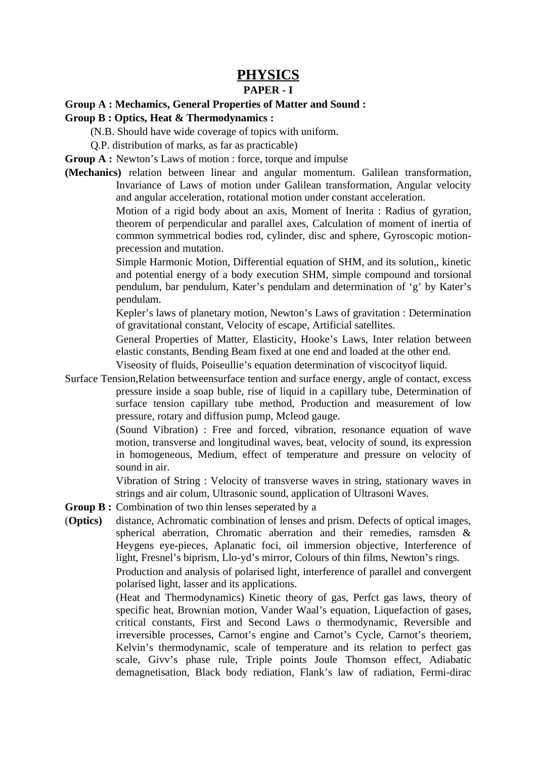# PHYSICS

## PAPER - I

**Group A : Mechamics, General Properties of Matter and Sound :**

**Group B : Optics, Heat & Thermodynamics :**

(N.B. Should have wide coverage of topics with uniform.

Q.P. distribution of marks, as far as practicable)

**Group A :** Newton's Laws of motion : force, torque and impulse

**(Mechanics)** relation between linear and angular momentum. Galilean transformation, Invariance of Laws of motion under Galilean transformation, Angular velocity and angular acceleration, rotational motion under constant acceleration.

Motion of a rigid body about an axis, Moment of Inerita : Radius of gyration, theorem of perpendicular and parallel axes, Calculation of moment of inertia of common symmetrical bodies rod, cylinder, disc and sphere, Gyroscopic motion-precession and mutation.

Simple Harmonic Motion, Differential equation of SHM, and its solution,, kinetic and potential energy of a body execution SHM, simple compound and torsional pendulum, bar pendulum, Kater's pendulam and determination of 'g' by Kater's pendulam.

Kepler's laws of planetary motion, Newton's Laws of gravitation : Determination of gravitational constant, Velocity of escape, Artificial satellites.

General Properties of Matter, Elasticity, Hooke's Laws, Inter relation between elastic constants, Bending Beam fixed at one end and loaded at the other end.

Viseosity of fluids, Poiseullie's equation determination of viscocityof liquid.

Surface Tension,Relation betweensurface tention and surface energy, angle of contact, excess pressure inside a soap buble, rise of liquid in a capillary tube, Determination of surface tension capillary tube method, Production and measurement of low pressure, rotary and diffusion pump, Mcleod gauge.

(Sound Vibration) : Free and forced, vibration, resonance equation of wave motion, transverse and longitudinal waves, beat, velocity of sound, its expression in homogeneous, Medium, effect of temperature and pressure on velocity of sound in air.

Vibration of String : Velocity of transverse waves in string, stationary waves in strings and air colum, Ultrasonic sound, application of Ultrasoni Waves.

**Group B :** Combination of two thin lenses seperated by a

(**Optics**) distance, Achromatic combination of lenses and prism. Defects of optical images, spherical aberration, Chromatic aberration and their remedies, ramsden & Heygens eye-pieces, Aplanatic foci, oil immersion objective, Interference of light, Fresnel's biprism, Llo-yd's mirror, Colours of thin films, Newton's rings.

Production and analysis of polarised light, interference of parallel and convergent polarised light, lasser and its applications.

(Heat and Thermodynamics) Kinetic theory of gas, Perfct gas laws, theory of specific heat, Brownian motion, Vander Waal's equation, Liquefaction of gases, critical constants, First and Second Laws o thermodynamic, Reversible and irreversible processes, Carnot's engine and Carnot's Cycle, Carnot's theoriem, Kelvin's thermodynamic, scale of temperature and its relation to perfect gas scale, Givv's phase rule, Triple points Joule Thomson effect, Adiabatic demagnetisation, Black body rediation, Flank's law of radiation, Fermi-dirac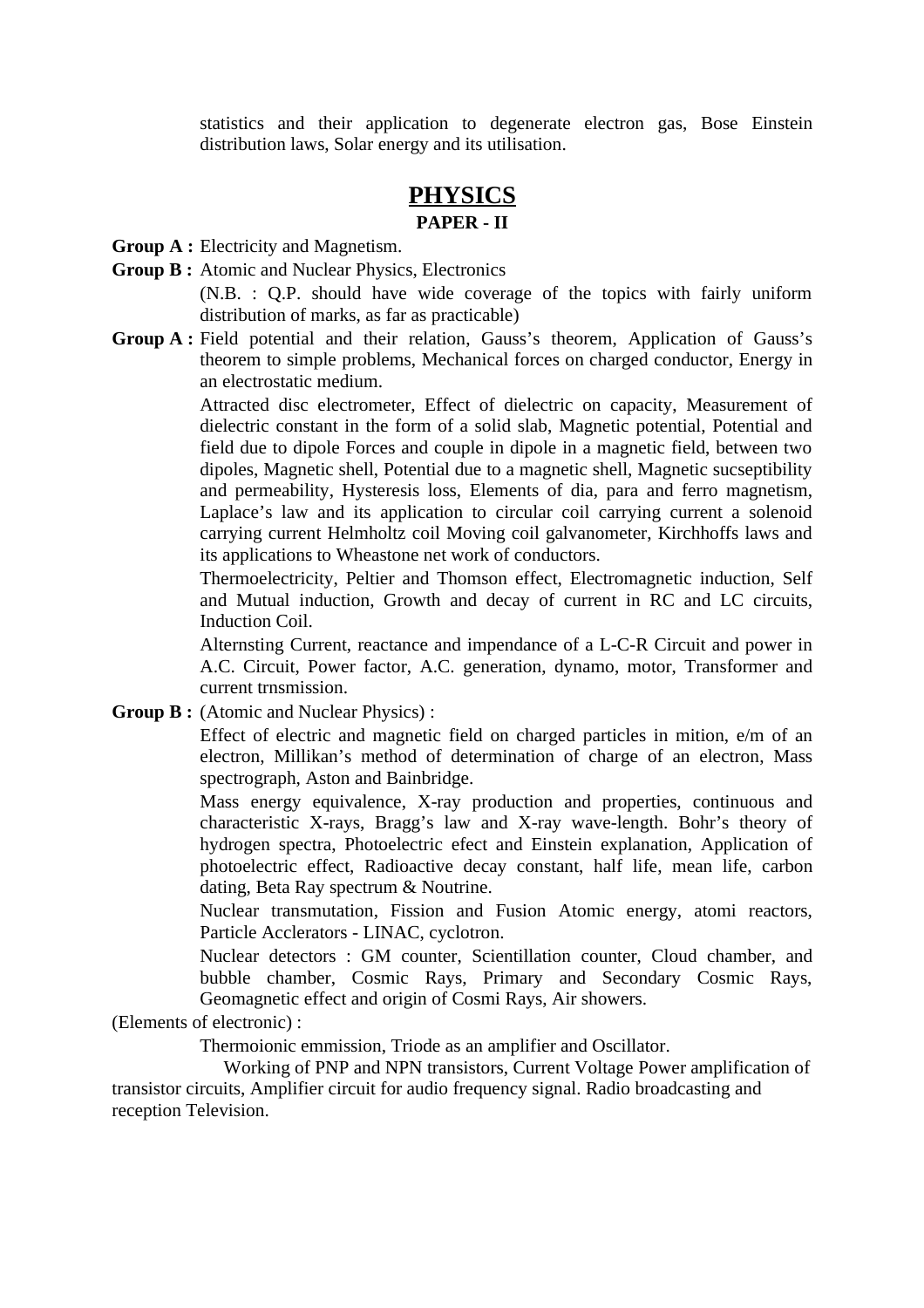statistics and their application to degenerate electron gas, Bose Einstein distribution laws, Solar energy and its utilisation.

# PHYSICS

## PAPER - II

**Group A :** Electricity and Magnetism.

**Group B :** Atomic and Nuclear Physics, Electronics

(N.B. : Q.P. should have wide coverage of the topics with fairly uniform distribution of marks, as far as practicable)

**Group A :** Field potential and their relation, Gauss's theorem, Application of Gauss's theorem to simple problems, Mechanical forces on charged conductor, Energy in an electrostatic medium.

Attracted disc electrometer, Effect of dielectric on capacity, Measurement of dielectric constant in the form of a solid slab, Magnetic potential, Potential and field due to dipole Forces and couple in dipole in a magnetic field, between two dipoles, Magnetic shell, Potential due to a magnetic shell, Magnetic sucseptibility and permeability, Hysteresis loss, Elements of dia, para and ferro magnetism, Laplace's law and its application to circular coil carrying current a solenoid carrying current Helmholtz coil Moving coil galvanometer, Kirchhoffs laws and its applications to Wheastone net work of conductors.

Thermoelectricity, Peltier and Thomson effect, Electromagnetic induction, Self and Mutual induction, Growth and decay of current in RC and LC circuits, Induction Coil.

Alternsting Current, reactance and impendance of a L-C-R Circuit and power in A.C. Circuit, Power factor, A.C. generation, dynamo, motor, Transformer and current trnsmission.

**Group B :** (Atomic and Nuclear Physics) :

Effect of electric and magnetic field on charged particles in mition, e/m of an electron, Millikan's method of determination of charge of an electron, Mass spectrograph, Aston and Bainbridge.

Mass energy equivalence, X-ray production and properties, continuous and characteristic X-rays, Bragg's law and X-ray wave-length. Bohr's theory of hydrogen spectra, Photoelectric efect and Einstein explanation, Application of photoelectric effect, Radioactive decay constant, half life, mean life, carbon dating, Beta Ray spectrum & Noutrine.

Nuclear transmutation, Fission and Fusion Atomic energy, atomi reactors, Particle Acclerators - LINAC, cyclotron.

Nuclear detectors : GM counter, Scientillation counter, Cloud chamber, and bubble chamber, Cosmic Rays, Primary and Secondary Cosmic Rays, Geomagnetic effect and origin of Cosmi Rays, Air showers.

(Elements of electronic) :

Thermoionic emmission, Triode as an amplifier and Oscillator.

Working of PNP and NPN transistors, Current Voltage Power amplification of transistor circuits, Amplifier circuit for audio frequency signal. Radio broadcasting and reception Television.